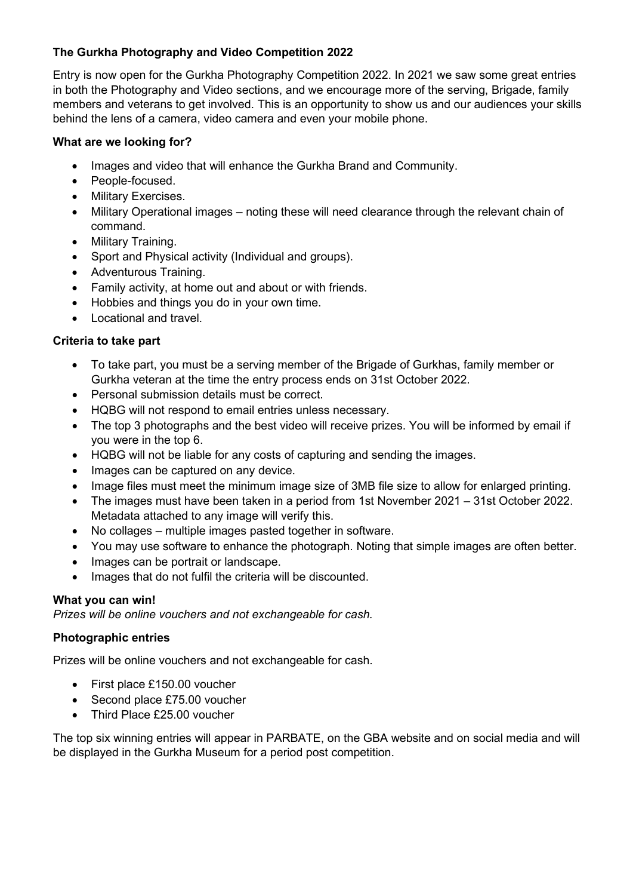**The Gurkha Photography and Video Competition 2022**

Entry is now open for the Gurkha Photography Competition 2022. In 2021 we saw some great entries in both the Photography and Video sections, and we encourage more of the serving, Brigade, family members and veterans to get involved. This is an opportunity to show us and our audiences your skills behind the lens of a camera, video camera and even your mobile phone.

**What are we looking for?**

- Images and video that will enhance the Gurkha Brand and Community.
- People-focused.
- Military Exercises.
- Military Operational images – noting these will need clearance through the relevant chain of command.
- Military Training.
- Sport and Physical activity (Individual and groups).
- Adventurous Training.
- Family activity, at home out and about or with friends.
- Hobbies and things you do in your own time.
- Locational and travel.

**Criteria to take part**

- To take part, you must be a serving member of the Brigade of Gurkhas, family member or Gurkha veteran at the time the entry process ends on 31st October 2022.
- Personal submission details must be correct.
- HQBG will not respond to email entries unless necessary.
- The top 3 photographs and the best video will receive prizes. You will be informed by email if you were in the top 6.
- HQBG will not be liable for any costs of capturing and sending the images.
- Images can be captured on any device.
- Image files must meet the minimum image size of 3MB file size to allow for enlarged printing.
- The images must have been taken in a period from 1st November 2021 – 31st October 2022. Metadata attached to any image will verify this.
- No collages – multiple images pasted together in software.
- You may use software to enhance the photograph. Noting that simple images are often better.
- Images can be portrait or landscape.
- Images that do not fulfil the criteria will be discounted.

**What you can win!**

*Prizes will be online vouchers and not exchangeable for cash.*

**Photographic entries**

Prizes will be online vouchers and not exchangeable for cash.

- First place £150.00 voucher
- Second place £75.00 voucher
- Third Place £25.00 voucher

The top six winning entries will appear in PARBATE, on the GBA website and on social media and will be displayed in the Gurkha Museum for a period post competition.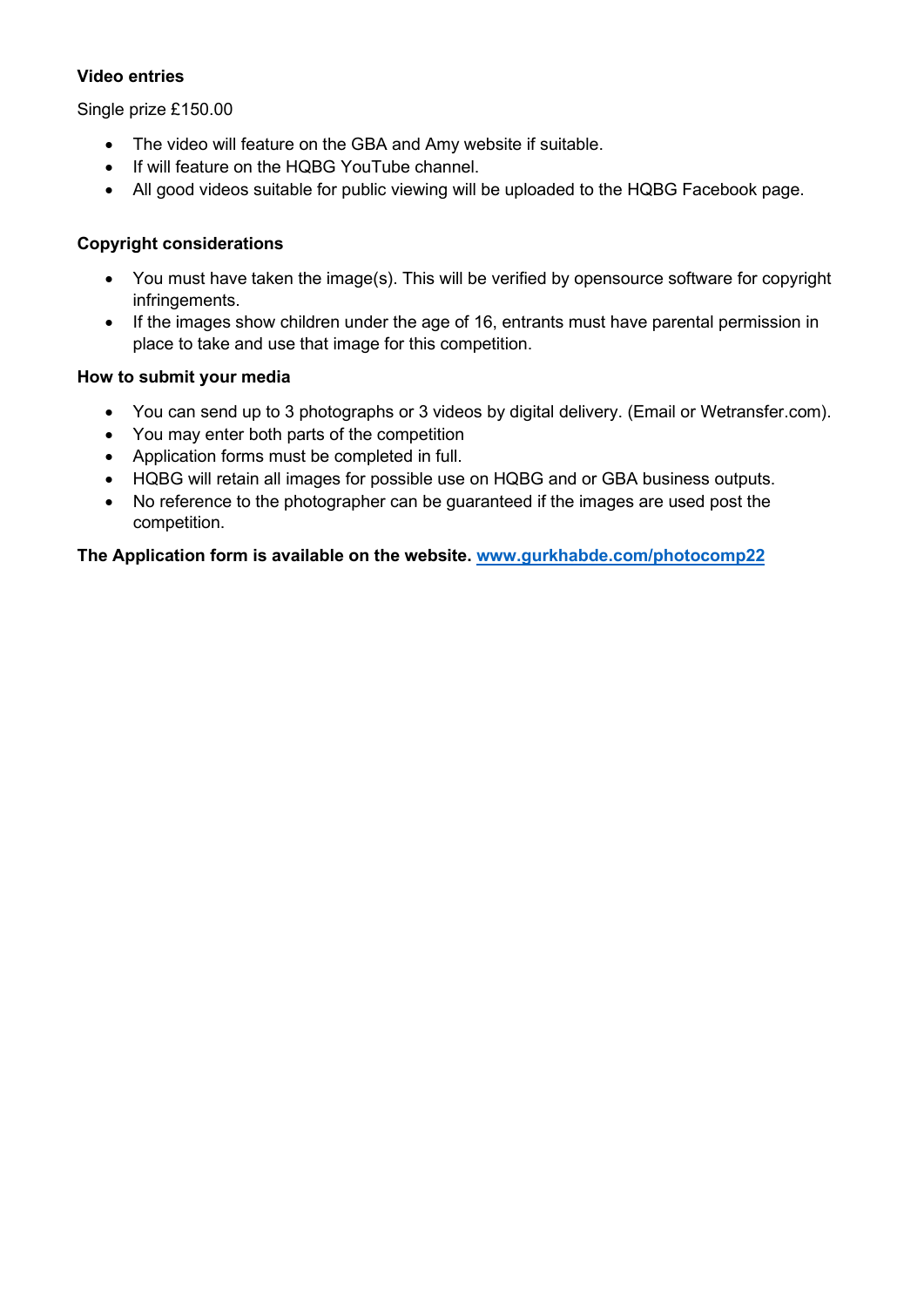**Video entries**

Single prize £150.00

- The video will feature on the GBA and Amy website if suitable.
- If will feature on the HQBG YouTube channel.
- All good videos suitable for public viewing will be uploaded to the HQBG Facebook page.

**Copyright considerations**

- You must have taken the image(s). This will be verified by opensource software for copyright infringements.
- If the images show children under the age of 16, entrants must have parental permission in place to take and use that image for this competition.

**How to submit your media**

- You can send up to 3 photographs or 3 videos by digital delivery. (Email or Wetransfer.com).
- You may enter both parts of the competition
- Application forms must be completed in full.
- HQBG will retain all images for possible use on HQBG and or GBA business outputs.
- No reference to the photographer can be guaranteed if the images are used post the competition.

**The Application form is available on the website. [www.gurkhabde.com/photocomp22](www.gurkhabde.com/photocomp22)**